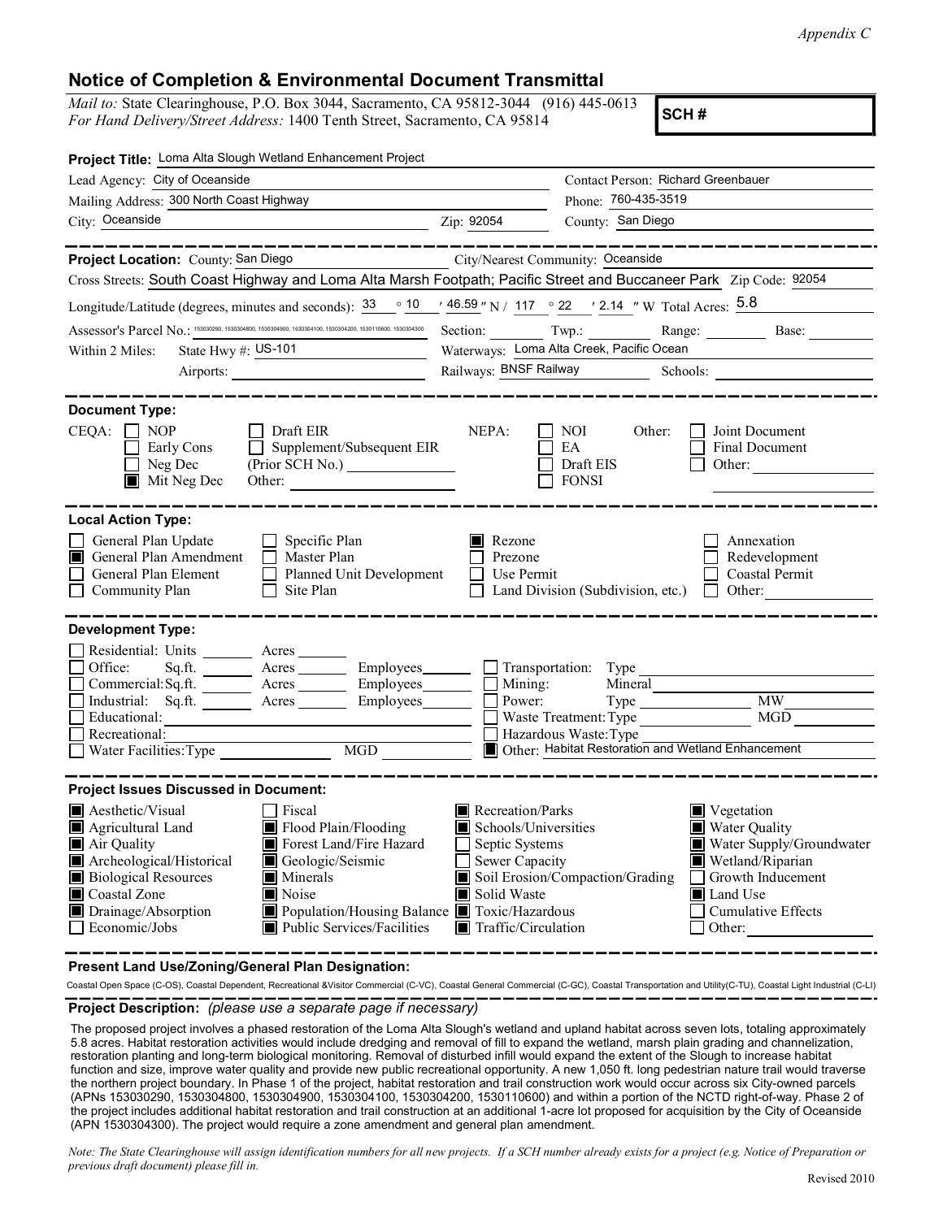*Appendix C*

## Notice of Completion & Environmental Document Transmittal

*Mail to:* State Clearinghouse, P.O. Box 3044, Sacramento, CA 95812-3044 (916) 445-0613
*For Hand Delivery/Street Address:* 1400 Tenth Street, Sacramento, CA 95814

**SCH #**

**Project Title:** Loma Alta Slough Wetland Enhancement Project

Lead Agency: City of Oceanside
Contact Person: Richard Greenbauer
Mailing Address: 300 North Coast Highway
Phone: 760-435-3519
City: Oceanside
Zip: 92054
County: San Diego

---

**Project Location:** County: San Diego
City/Nearest Community: Oceanside
Cross Streets: South Coast Highway and Loma Alta Marsh Footpath; Pacific Street and Buccaneer Park
Zip Code: 92054
Longitude/Latitude (degrees, minutes and seconds): 33 ° 10 ′ 46.59 ″ N / 117 ° 22 ′ 2.14 ″ W
Total Acres: 5.8
Assessor's Parcel No.: 153030290, 1530304800, 1530304900, 1530304100, 1530304200, 1530110600, 1530304300
Section: Twp.: Range: Base:
Within 2 Miles: State Hwy #: US-101
Waterways: Loma Alta Creek, Pacific Ocean
Airports:
Railways: BNSF Railway
Schools:

---

**Document Type:**

CEQA:
- [ ] NOP
- [ ] Early Cons
- [ ] Neg Dec
- [x] Mit Neg Dec
- [ ] Draft EIR
- [ ] Supplement/Subsequent EIR (Prior SCH No.)
- Other:

NEPA:
- [ ] NOI
- [ ] EA
- [ ] Draft EIS
- [ ] FONSI

Other:
- [ ] Joint Document
- [ ] Final Document
- [ ] Other:

---

**Local Action Type:**

- [ ] General Plan Update
- [x] General Plan Amendment
- [ ] General Plan Element
- [ ] Community Plan
- [ ] Specific Plan
- [ ] Master Plan
- [ ] Planned Unit Development
- [ ] Site Plan
- [x] Rezone
- [ ] Prezone
- [ ] Use Permit
- [ ] Land Division (Subdivision, etc.)
- [ ] Annexation
- [ ] Redevelopment
- [ ] Coastal Permit
- [ ] Other:

---

**Development Type:**

- [ ] Residential: Units ___ Acres ___
- [ ] Office: Sq.ft. ___ Acres ___ Employees ___
- [ ] Commercial: Sq.ft. ___ Acres ___ Employees ___
- [ ] Industrial: Sq.ft. ___ Acres ___ Employees ___
- [ ] Educational:
- [ ] Recreational:
- [ ] Water Facilities: Type ___ MGD ___
- [ ] Transportation: Type
- [ ] Mining: Mineral
- [ ] Power: Type ___ MW
- [ ] Waste Treatment: Type ___ MGD
- [ ] Hazardous Waste: Type
- [x] Other: Habitat Restoration and Wetland Enhancement

---

**Project Issues Discussed in Document:**

- [x] Aesthetic/Visual
- [x] Agricultural Land
- [x] Air Quality
- [x] Archeological/Historical
- [x] Biological Resources
- [x] Coastal Zone
- [x] Drainage/Absorption
- [ ] Economic/Jobs
- [ ] Fiscal
- [x] Flood Plain/Flooding
- [x] Forest Land/Fire Hazard
- [x] Geologic/Seismic
- [x] Minerals
- [x] Noise
- [x] Population/Housing Balance
- [x] Public Services/Facilities
- [x] Recreation/Parks
- [x] Schools/Universities
- [ ] Septic Systems
- [ ] Sewer Capacity
- [x] Soil Erosion/Compaction/Grading
- [x] Solid Waste
- [x] Toxic/Hazardous
- [x] Traffic/Circulation
- [x] Vegetation
- [x] Water Quality
- [x] Water Supply/Groundwater
- [x] Wetland/Riparian
- [ ] Growth Inducement
- [x] Land Use
- [ ] Cumulative Effects
- [ ] Other:

---

**Present Land Use/Zoning/General Plan Designation:**

Coastal Open Space (C-OS), Coastal Dependent, Recreational &Visitor Commercial (C-VC), Coastal General Commercial (C-GC), Coastal Transportation and Utility(C-TU), Coastal Light Industrial (C-LI)

---

**Project Description:** *(please use a separate page if necessary)*

The proposed project involves a phased restoration of the Loma Alta Slough's wetland and upland habitat across seven lots, totaling approximately 5.8 acres. Habitat restoration activities would include dredging and removal of fill to expand the wetland, marsh plain grading and channelization, restoration planting and long-term biological monitoring. Removal of disturbed infill would expand the extent of the Slough to increase habitat function and size, improve water quality and provide new public recreational opportunity. A new 1,050 ft. long pedestrian nature trail would traverse the northern project boundary. In Phase 1 of the project, habitat restoration and trail construction work would occur across six City-owned parcels (APNs 153030290, 1530304800, 1530304900, 1530304100, 1530304200, 1530110600) and within a portion of the NCTD right-of-way. Phase 2 of the project includes additional habitat restoration and trail construction at an additional 1-acre lot proposed for acquisition by the City of Oceanside (APN 1530304300). The project would require a zone amendment and general plan amendment.

*Note: The State Clearinghouse will assign identification numbers for all new projects. If a SCH number already exists for a project (e.g. Notice of Preparation or previous draft document) please fill in.*

Revised 2010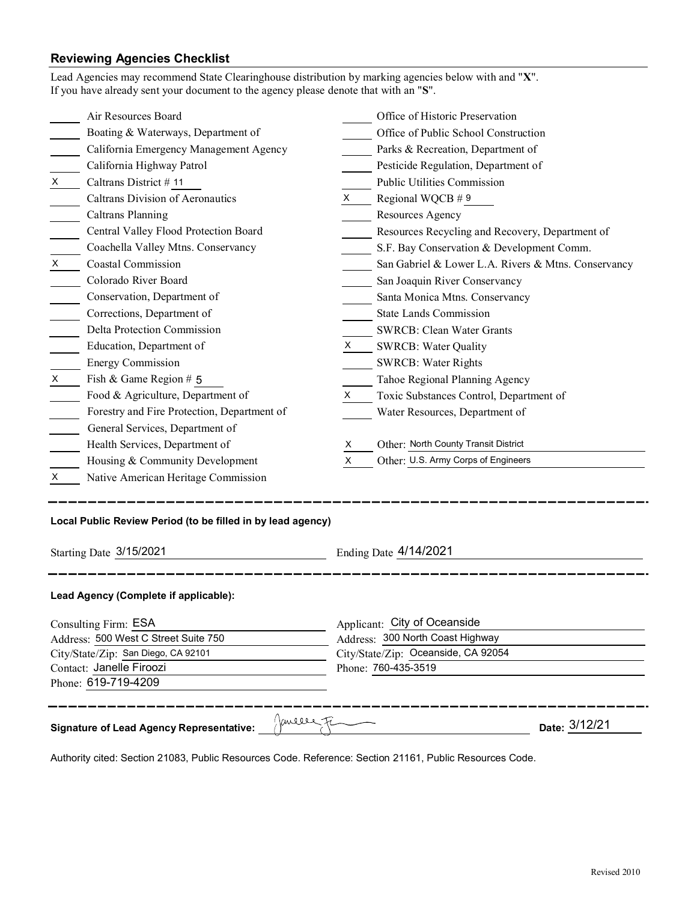## Reviewing Agencies Checklist

Lead Agencies may recommend State Clearinghouse distribution by marking agencies below with and "**X**".
If you have already sent your document to the agency please denote that with an "**S**".

| | | | |
|---|---|---|---|
| | Air Resources Board | | Office of Historic Preservation |
| | Boating & Waterways, Department of | | Office of Public School Construction |
| | California Emergency Management Agency | | Parks & Recreation, Department of |
| | California Highway Patrol | | Pesticide Regulation, Department of |
| X | Caltrans District # 11 | | Public Utilities Commission |
| | Caltrans Division of Aeronautics | X | Regional WQCB # 9 |
| | Caltrans Planning | | Resources Agency |
| | Central Valley Flood Protection Board | | Resources Recycling and Recovery, Department of |
| | Coachella Valley Mtns. Conservancy | | S.F. Bay Conservation & Development Comm. |
| X | Coastal Commission | | San Gabriel & Lower L.A. Rivers & Mtns. Conservancy |
| | Colorado River Board | | San Joaquin River Conservancy |
| | Conservation, Department of | | Santa Monica Mtns. Conservancy |
| | Corrections, Department of | | State Lands Commission |
| | Delta Protection Commission | | SWRCB: Clean Water Grants |
| | Education, Department of | X | SWRCB: Water Quality |
| | Energy Commission | | SWRCB: Water Rights |
| X | Fish & Game Region # 5 | | Tahoe Regional Planning Agency |
| | Food & Agriculture, Department of | X | Toxic Substances Control, Department of |
| | Forestry and Fire Protection, Department of | | Water Resources, Department of |
| | General Services, Department of | | |
| | Health Services, Department of | X | Other: North County Transit District |
| | Housing & Community Development | X | Other: U.S. Army Corps of Engineers |
| X | Native American Heritage Commission | | |

**Local Public Review Period (to be filled in by lead agency)**

Starting Date 3/15/2021 Ending Date 4/14/2021

**Lead Agency (Complete if applicable):**

| | |
|---|---|
| Consulting Firm: ESA | Applicant: City of Oceanside |
| Address: 500 West C Street Suite 750 | Address: 300 North Coast Highway |
| City/State/Zip: San Diego, CA 92101 | City/State/Zip: Oceanside, CA 92054 |
| Contact: Janelle Firoozi | Phone: 760-435-3519 |
| Phone: 619-719-4209 | |

**Signature of Lead Agency Representative:** Janelle Fi **Date:** 3/12/21

Authority cited: Section 21083, Public Resources Code. Reference: Section 21161, Public Resources Code.

Revised 2010